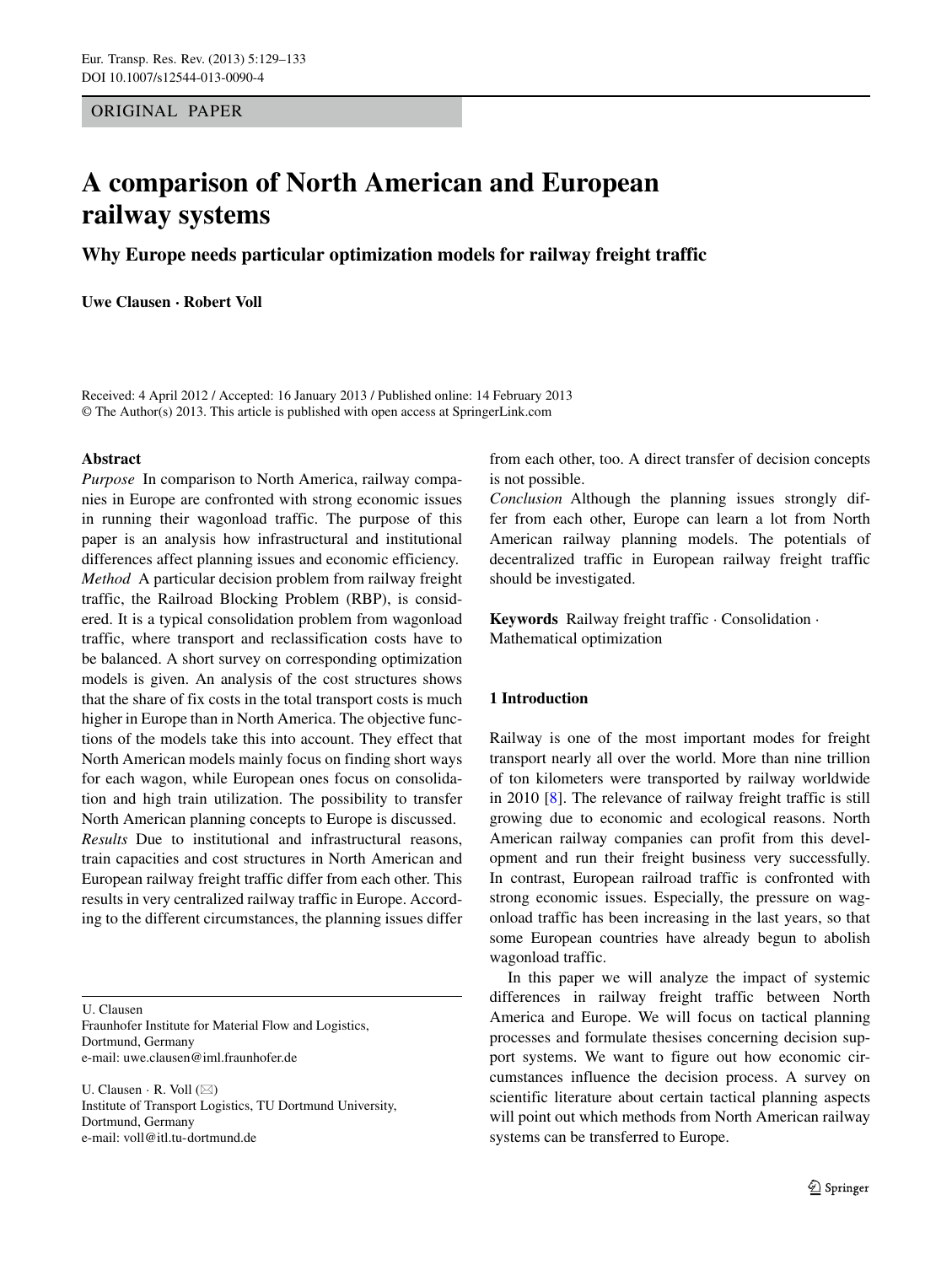ORIGINAL PAPER

# A comparison of North American and European railway systems

## Why Europe needs particular optimization models for railway freight traffic

**Uwe Clausen · Robert Voll**

Received: 4 April 2012 / Accepted: 16 January 2013 / Published online: 14 February 2013
© The Author(s) 2013. This article is published with open access at SpringerLink.com

**Abstract**

*Purpose* In comparison to North America, railway companies in Europe are confronted with strong economic issues in running their wagonload traffic. The purpose of this paper is an analysis how infrastructural and institutional differences affect planning issues and economic efficiency.

*Method* A particular decision problem from railway freight traffic, the Railroad Blocking Problem (RBP), is considered. It is a typical consolidation problem from wagonload traffic, where transport and reclassification costs have to be balanced. A short survey on corresponding optimization models is given. An analysis of the cost structures shows that the share of fix costs in the total transport costs is much higher in Europe than in North America. The objective functions of the models take this into account. They effect that North American models mainly focus on finding short ways for each wagon, while European ones focus on consolidation and high train utilization. The possibility to transfer North American planning concepts to Europe is discussed.

*Results* Due to institutional and infrastructural reasons, train capacities and cost structures in North American and European railway freight traffic differ from each other. This results in very centralized railway traffic in Europe. According to the different circumstances, the planning issues differ from each other, too. A direct transfer of decision concepts is not possible.

*Conclusion* Although the planning issues strongly differ from each other, Europe can learn a lot from North American railway planning models. The potentials of decentralized traffic in European railway freight traffic should be investigated.

**Keywords** Railway freight traffic · Consolidation · Mathematical optimization

U. Clausen
Fraunhofer Institute for Material Flow and Logistics, Dortmund, Germany
e-mail: uwe.clausen@iml.fraunhofer.de

U. Clausen · R. Voll (✉)
Institute of Transport Logistics, TU Dortmund University, Dortmund, Germany
e-mail: voll@itl.tu-dortmund.de

## 1 Introduction

Railway is one of the most important modes for freight transport nearly all over the world. More than nine trillion of ton kilometers were transported by railway worldwide in 2010 [8]. The relevance of railway freight traffic is still growing due to economic and ecological reasons. North American railway companies can profit from this development and run their freight business very successfully. In contrast, European railroad traffic is confronted with strong economic issues. Especially, the pressure on wagonload traffic has been increasing in the last years, so that some European countries have already begun to abolish wagonload traffic.

In this paper we will analyze the impact of systemic differences in railway freight traffic between North America and Europe. We will focus on tactical planning processes and formulate thesises concerning decision support systems. We want to figure out how economic circumstances influence the decision process. A survey on scientific literature about certain tactical planning aspects will point out which methods from North American railway systems can be transferred to Europe.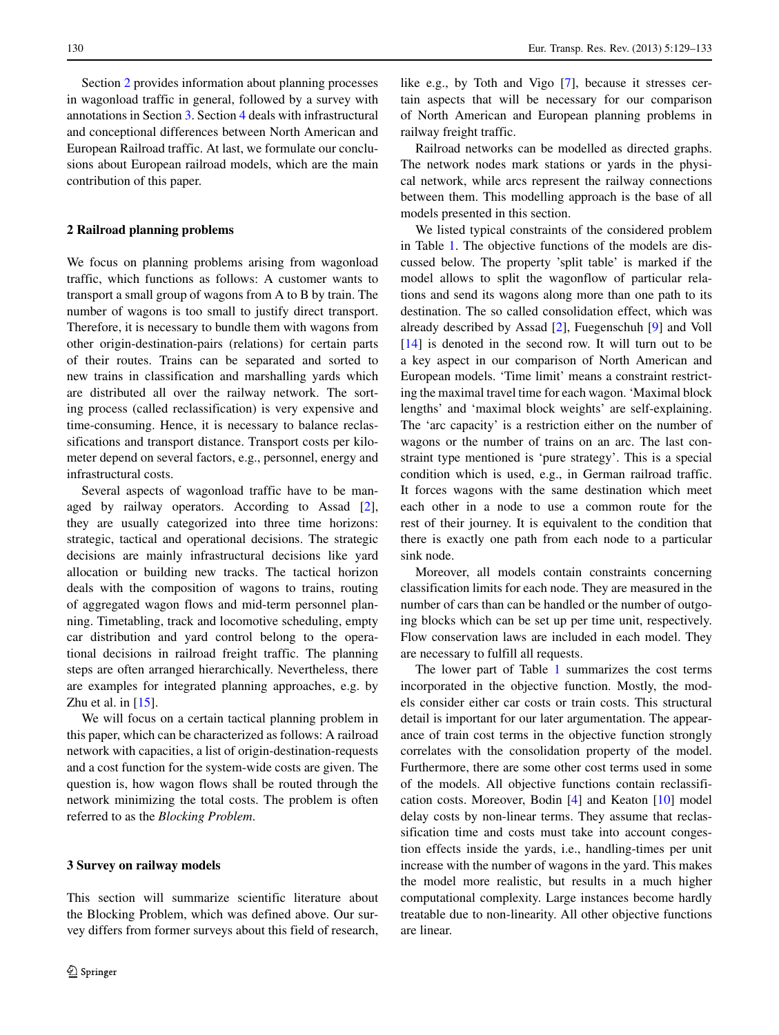Section 2 provides information about planning processes in wagonload traffic in general, followed by a survey with annotations in Section 3. Section 4 deals with infrastructural and conceptional differences between North American and European Railroad traffic. At last, we formulate our conclusions about European railroad models, which are the main contribution of this paper.

## 2 Railroad planning problems

We focus on planning problems arising from wagonload traffic, which functions as follows: A customer wants to transport a small group of wagons from A to B by train. The number of wagons is too small to justify direct transport. Therefore, it is necessary to bundle them with wagons from other origin-destination-pairs (relations) for certain parts of their routes. Trains can be separated and sorted to new trains in classification and marshalling yards which are distributed all over the railway network. The sorting process (called reclassification) is very expensive and time-consuming. Hence, it is necessary to balance reclassifications and transport distance. Transport costs per kilometer depend on several factors, e.g., personnel, energy and infrastructural costs.

Several aspects of wagonload traffic have to be managed by railway operators. According to Assad [2], they are usually categorized into three time horizons: strategic, tactical and operational decisions. The strategic decisions are mainly infrastructural decisions like yard allocation or building new tracks. The tactical horizon deals with the composition of wagons to trains, routing of aggregated wagon flows and mid-term personnel planning. Timetabling, track and locomotive scheduling, empty car distribution and yard control belong to the operational decisions in railroad freight traffic. The planning steps are often arranged hierarchically. Nevertheless, there are examples for integrated planning approaches, e.g. by Zhu et al. in [15].

We will focus on a certain tactical planning problem in this paper, which can be characterized as follows: A railroad network with capacities, a list of origin-destination-requests and a cost function for the system-wide costs are given. The question is, how wagon flows shall be routed through the network minimizing the total costs. The problem is often referred to as the *Blocking Problem*.

## 3 Survey on railway models

This section will summarize scientific literature about the Blocking Problem, which was defined above. Our survey differs from former surveys about this field of research, like e.g., by Toth and Vigo [7], because it stresses certain aspects that will be necessary for our comparison of North American and European planning problems in railway freight traffic.

Railroad networks can be modelled as directed graphs. The network nodes mark stations or yards in the physical network, while arcs represent the railway connections between them. This modelling approach is the base of all models presented in this section.

We listed typical constraints of the considered problem in Table 1. The objective functions of the models are discussed below. The property 'split table' is marked if the model allows to split the wagonflow of particular relations and send its wagons along more than one path to its destination. The so called consolidation effect, which was already described by Assad [2], Fuegenschuh [9] and Voll [14] is denoted in the second row. It will turn out to be a key aspect in our comparison of North American and European models. 'Time limit' means a constraint restricting the maximal travel time for each wagon. 'Maximal block lengths' and 'maximal block weights' are self-explaining. The 'arc capacity' is a restriction either on the number of wagons or the number of trains on an arc. The last constraint type mentioned is 'pure strategy'. This is a special condition which is used, e.g., in German railroad traffic. It forces wagons with the same destination which meet each other in a node to use a common route for the rest of their journey. It is equivalent to the condition that there is exactly one path from each node to a particular sink node.

Moreover, all models contain constraints concerning classification limits for each node. They are measured in the number of cars than can be handled or the number of outgoing blocks which can be set up per time unit, respectively. Flow conservation laws are included in each model. They are necessary to fulfill all requests.

The lower part of Table 1 summarizes the cost terms incorporated in the objective function. Mostly, the models consider either car costs or train costs. This structural detail is important for our later argumentation. The appearance of train cost terms in the objective function strongly correlates with the consolidation property of the model. Furthermore, there are some other cost terms used in some of the models. All objective functions contain reclassification costs. Moreover, Bodin [4] and Keaton [10] model delay costs by non-linear terms. They assume that reclassification time and costs must take into account congestion effects inside the yards, i.e., handling-times per unit increase with the number of wagons in the yard. This makes the model more realistic, but results in a much higher computational complexity. Large instances become hardly treatable due to non-linearity. All other objective functions are linear.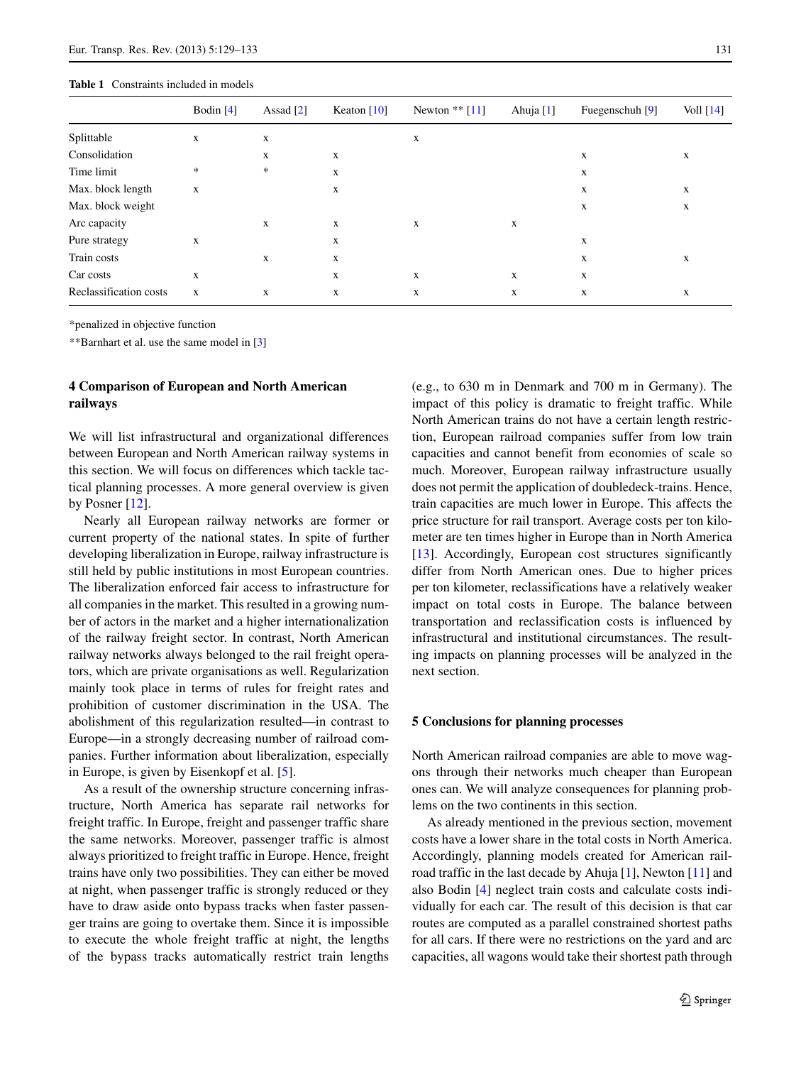**Table 1** Constraints included in models

| | Bodin [4] | Assad [2] | Keaton [10] | Newton ** [11] | Ahuja [1] | Fuegenschuh [9] | Voll [14] |
|---|---|---|---|---|---|---|---|
| Splittable | x | x | | x | | | |
| Consolidation | | x | x | | | x | x |
| Time limit | * | * | x | | | x | |
| Max. block length | x | | x | | | x | x |
| Max. block weight | | | | | | x | x |
| Arc capacity | | x | x | x | x | | |
| Pure strategy | x | | x | | | x | |
| Train costs | | x | x | | | x | x |
| Car costs | x | | x | x | x | x | |
| Reclassification costs | x | x | x | x | x | x | x |

*penalized in objective function

**Barnhart et al. use the same model in [3]

## 4 Comparison of European and North American railways

We will list infrastructural and organizational differences between European and North American railway systems in this section. We will focus on differences which tackle tactical planning processes. A more general overview is given by Posner [12].

Nearly all European railway networks are former or current property of the national states. In spite of further developing liberalization in Europe, railway infrastructure is still held by public institutions in most European countries. The liberalization enforced fair access to infrastructure for all companies in the market. This resulted in a growing number of actors in the market and a higher internationalization of the railway freight sector. In contrast, North American railway networks always belonged to the rail freight operators, which are private organisations as well. Regularization mainly took place in terms of rules for freight rates and prohibition of customer discrimination in the USA. The abolishment of this regularization resulted—in contrast to Europe—in a strongly decreasing number of railroad companies. Further information about liberalization, especially in Europe, is given by Eisenkopf et al. [5].

As a result of the ownership structure concerning infrastructure, North America has separate rail networks for freight traffic. In Europe, freight and passenger traffic share the same networks. Moreover, passenger traffic is almost always prioritized to freight traffic in Europe. Hence, freight trains have only two possibilities. They can either be moved at night, when passenger traffic is strongly reduced or they have to draw aside onto bypass tracks when faster passenger trains are going to overtake them. Since it is impossible to execute the whole freight traffic at night, the lengths of the bypass tracks automatically restrict train lengths (e.g., to 630 m in Denmark and 700 m in Germany). The impact of this policy is dramatic to freight traffic. While North American trains do not have a certain length restriction, European railroad companies suffer from low train capacities and cannot benefit from economies of scale so much. Moreover, European railway infrastructure usually does not permit the application of doubledeck-trains. Hence, train capacities are much lower in Europe. This affects the price structure for rail transport. Average costs per ton kilometer are ten times higher in Europe than in North America [13]. Accordingly, European cost structures significantly differ from North American ones. Due to higher prices per ton kilometer, reclassifications have a relatively weaker impact on total costs in Europe. The balance between transportation and reclassification costs is influenced by infrastructural and institutional circumstances. The resulting impacts on planning processes will be analyzed in the next section.

## 5 Conclusions for planning processes

North American railroad companies are able to move wagons through their networks much cheaper than European ones can. We will analyze consequences for planning problems on the two continents in this section.

As already mentioned in the previous section, movement costs have a lower share in the total costs in North America. Accordingly, planning models created for American railroad traffic in the last decade by Ahuja [1], Newton [11] and also Bodin [4] neglect train costs and calculate costs individually for each car. The result of this decision is that car routes are computed as a parallel constrained shortest paths for all cars. If there were no restrictions on the yard and arc capacities, all wagons would take their shortest path through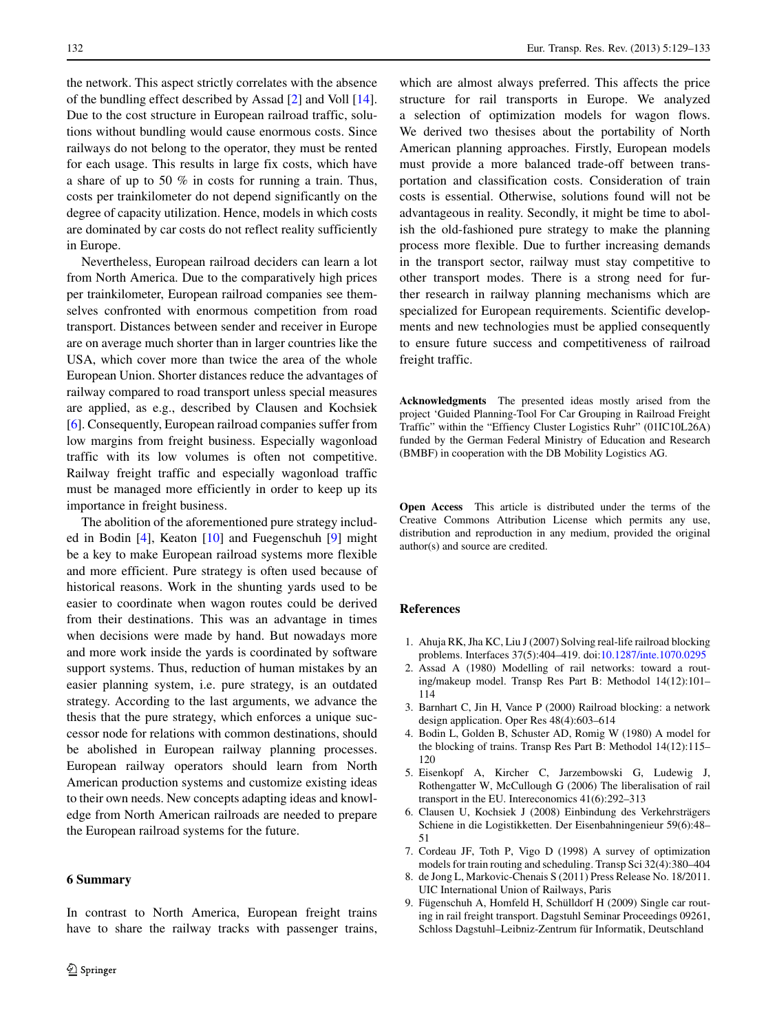the network. This aspect strictly correlates with the absence of the bundling effect described by Assad [2] and Voll [14]. Due to the cost structure in European railroad traffic, solutions without bundling would cause enormous costs. Since railways do not belong to the operator, they must be rented for each usage. This results in large fix costs, which have a share of up to 50 % in costs for running a train. Thus, costs per trainkilometer do not depend significantly on the degree of capacity utilization. Hence, models in which costs are dominated by car costs do not reflect reality sufficiently in Europe.

Nevertheless, European railroad deciders can learn a lot from North America. Due to the comparatively high prices per trainkilometer, European railroad companies see themselves confronted with enormous competition from road transport. Distances between sender and receiver in Europe are on average much shorter than in larger countries like the USA, which cover more than twice the area of the whole European Union. Shorter distances reduce the advantages of railway compared to road transport unless special measures are applied, as e.g., described by Clausen and Kochsiek [6]. Consequently, European railroad companies suffer from low margins from freight business. Especially wagonload traffic with its low volumes is often not competitive. Railway freight traffic and especially wagonload traffic must be managed more efficiently in order to keep up its importance in freight business.

The abolition of the aforementioned pure strategy included in Bodin [4], Keaton [10] and Fuegenschuh [9] might be a key to make European railroad systems more flexible and more efficient. Pure strategy is often used because of historical reasons. Work in the shunting yards used to be easier to coordinate when wagon routes could be derived from their destinations. This was an advantage in times when decisions were made by hand. But nowadays more and more work inside the yards is coordinated by software support systems. Thus, reduction of human mistakes by an easier planning system, i.e. pure strategy, is an outdated strategy. According to the last arguments, we advance the thesis that the pure strategy, which enforces a unique successor node for relations with common destinations, should be abolished in European railway planning processes. European railway operators should learn from North American production systems and customize existing ideas to their own needs. New concepts adapting ideas and knowledge from North American railroads are needed to prepare the European railroad systems for the future.

## 6 Summary

In contrast to North America, European freight trains have to share the railway tracks with passenger trains, which are almost always preferred. This affects the price structure for rail transports in Europe. We analyzed a selection of optimization models for wagon flows. We derived two thesises about the portability of North American planning approaches. Firstly, European models must provide a more balanced trade-off between transportation and classification costs. Consideration of train costs is essential. Otherwise, solutions found will not be advantageous in reality. Secondly, it might be time to abolish the old-fashioned pure strategy to make the planning process more flexible. Due to further increasing demands in the transport sector, railway must stay competitive to other transport modes. There is a strong need for further research in railway planning mechanisms which are specialized for European requirements. Scientific developments and new technologies must be applied consequently to ensure future success and competitiveness of railroad freight traffic.

**Acknowledgments** The presented ideas mostly arised from the project 'Guided Planning-Tool For Car Grouping in Railroad Freight Traffic" within the "Effiency Cluster Logistics Ruhr" (01IC10L26A) funded by the German Federal Ministry of Education and Research (BMBF) in cooperation with the DB Mobility Logistics AG.

**Open Access** This article is distributed under the terms of the Creative Commons Attribution License which permits any use, distribution and reproduction in any medium, provided the original author(s) and source are credited.

## References

1. Ahuja RK, Jha KC, Liu J (2007) Solving real-life railroad blocking problems. Interfaces 37(5):404–419. doi:10.1287/inte.1070.0295
2. Assad A (1980) Modelling of rail networks: toward a routing/makeup model. Transp Res Part B: Methodol 14(12):101–114
3. Barnhart C, Jin H, Vance P (2000) Railroad blocking: a network design application. Oper Res 48(4):603–614
4. Bodin L, Golden B, Schuster AD, Romig W (1980) A model for the blocking of trains. Transp Res Part B: Methodol 14(12):115–120
5. Eisenkopf A, Kircher C, Jarzembowski G, Ludewig J, Rothengatter W, McCullough G (2006) The liberalisation of rail transport in the EU. Intereconomics 41(6):292–313
6. Clausen U, Kochsiek J (2008) Einbindung des Verkehrsträgers Schiene in die Logistikketten. Der Eisenbahningenieur 59(6):48–51
7. Cordeau JF, Toth P, Vigo D (1998) A survey of optimization models for train routing and scheduling. Transp Sci 32(4):380–404
8. de Jong L, Markovic-Chenais S (2011) Press Release No. 18/2011. UIC International Union of Railways, Paris
9. Fügenschuh A, Homfeld H, Schülldorf H (2009) Single car routing in rail freight transport. Dagstuhl Seminar Proceedings 09261, Schloss Dagstuhl–Leibniz-Zentrum für Informatik, Deutschland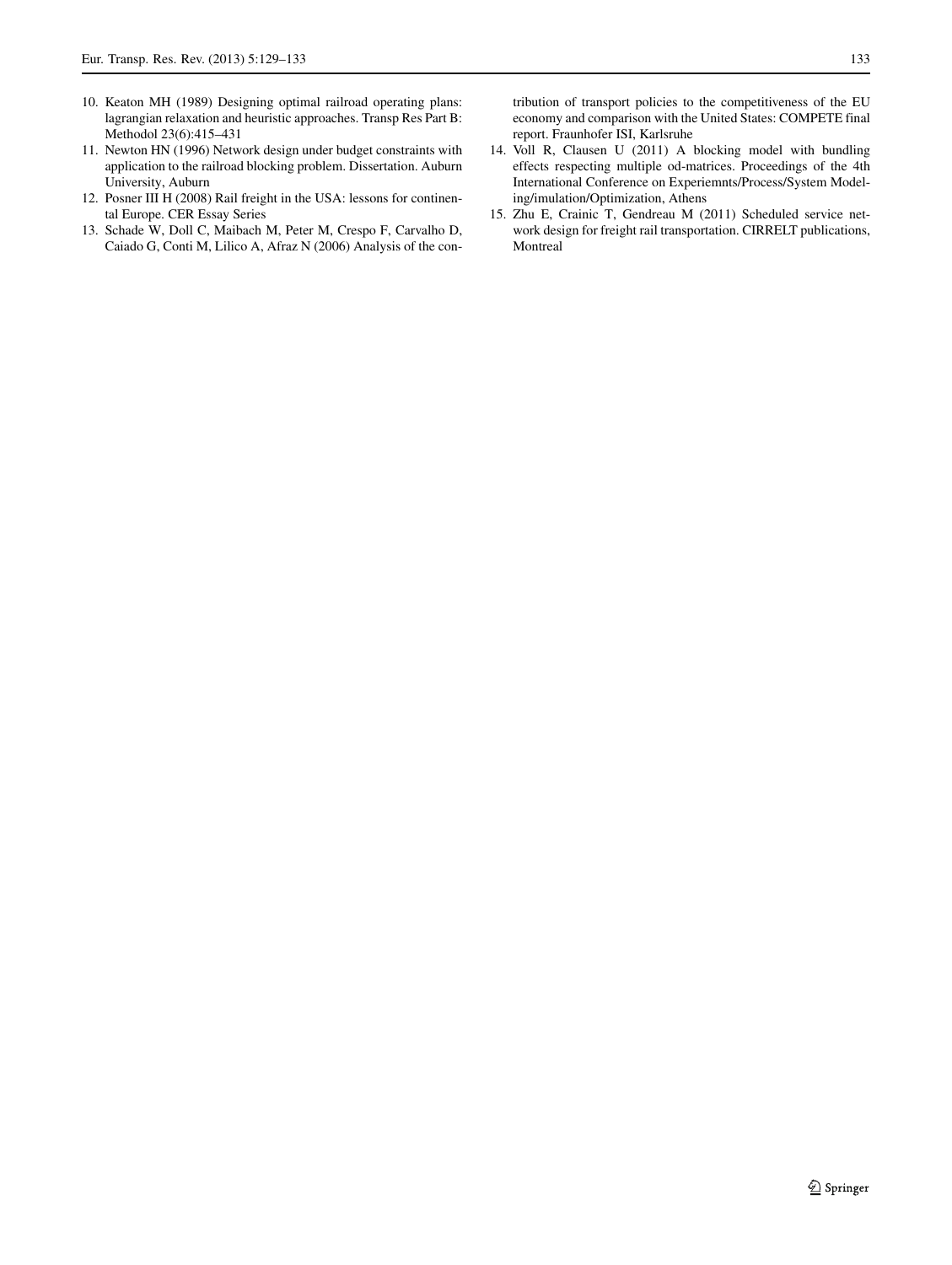10. Keaton MH (1989) Designing optimal railroad operating plans: lagrangian relaxation and heuristic approaches. Transp Res Part B: Methodol 23(6):415–431
11. Newton HN (1996) Network design under budget constraints with application to the railroad blocking problem. Dissertation. Auburn University, Auburn
12. Posner III H (2008) Rail freight in the USA: lessons for continental Europe. CER Essay Series
13. Schade W, Doll C, Maibach M, Peter M, Crespo F, Carvalho D, Caiado G, Conti M, Lilico A, Afraz N (2006) Analysis of the contribution of transport policies to the competitiveness of the EU economy and comparison with the United States: COMPETE final report. Fraunhofer ISI, Karlsruhe
14. Voll R, Clausen U (2011) A blocking model with bundling effects respecting multiple od-matrices. Proceedings of the 4th International Conference on Experiemnts/Process/System Modeling/imulation/Optimization, Athens
15. Zhu E, Crainic T, Gendreau M (2011) Scheduled service network design for freight rail transportation. CIRRELT publications, Montreal